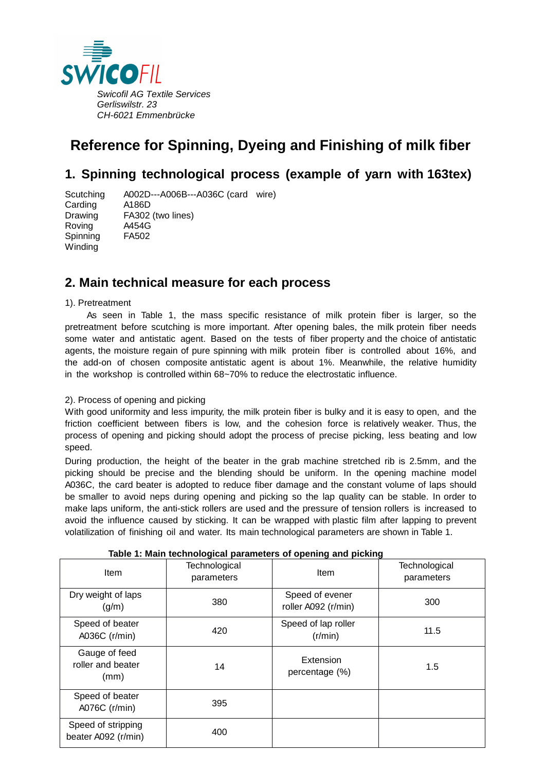SWICOFIL

*Swicofil AG Textile Services*
*Gerliswilstr. 23*
*CH-6021 Emmenbrücke*

# Reference for Spinning, Dyeing and Finishing of milk fiber

## 1. Spinning technological process (example of yarn with 163tex)

Scutching A002D---A006B---A036C (card wire)
Carding A186D
Drawing FA302 (two lines)
Roving A454G
Spinning FA502
Winding

## 2. Main technical measure for each process

1). Pretreatment

As seen in Table 1, the mass specific resistance of milk protein fiber is larger, so the pretreatment before scutching is more important. After opening bales, the milk protein fiber needs some water and antistatic agent. Based on the tests of fiber property and the choice of antistatic agents, the moisture regain of pure spinning with milk protein fiber is controlled about 16%, and the add-on of chosen composite antistatic agent is about 1%. Meanwhile, the relative humidity in the workshop is controlled within 68~70% to reduce the electrostatic influence.

2). Process of opening and picking

With good uniformity and less impurity, the milk protein fiber is bulky and it is easy to open, and the friction coefficient between fibers is low, and the cohesion force is relatively weaker. Thus, the process of opening and picking should adopt the process of precise picking, less beating and low speed.

During production, the height of the beater in the grab machine stretched rib is 2.5mm, and the picking should be precise and the blending should be uniform. In the opening machine model A036C, the card beater is adopted to reduce fiber damage and the constant volume of laps should be smaller to avoid neps during opening and picking so the lap quality can be stable. In order to make laps uniform, the anti-stick rollers are used and the pressure of tension rollers is increased to avoid the influence caused by sticking. It can be wrapped with plastic film after lapping to prevent volatilization of finishing oil and water. Its main technological parameters are shown in Table 1.

**Table 1: Main technological parameters of opening and picking**

| Item | Technological parameters | Item | Technological parameters |
|---|---|---|---|
| Dry weight of laps (g/m) | 380 | Speed of evener roller A092 (r/min) | 300 |
| Speed of beater A036C (r/min) | 420 | Speed of lap roller (r/min) | 11.5 |
| Gauge of feed roller and beater (mm) | 14 | Extension percentage (%) | 1.5 |
| Speed of beater A076C (r/min) | 395 | | |
| Speed of stripping beater A092 (r/min) | 400 | | |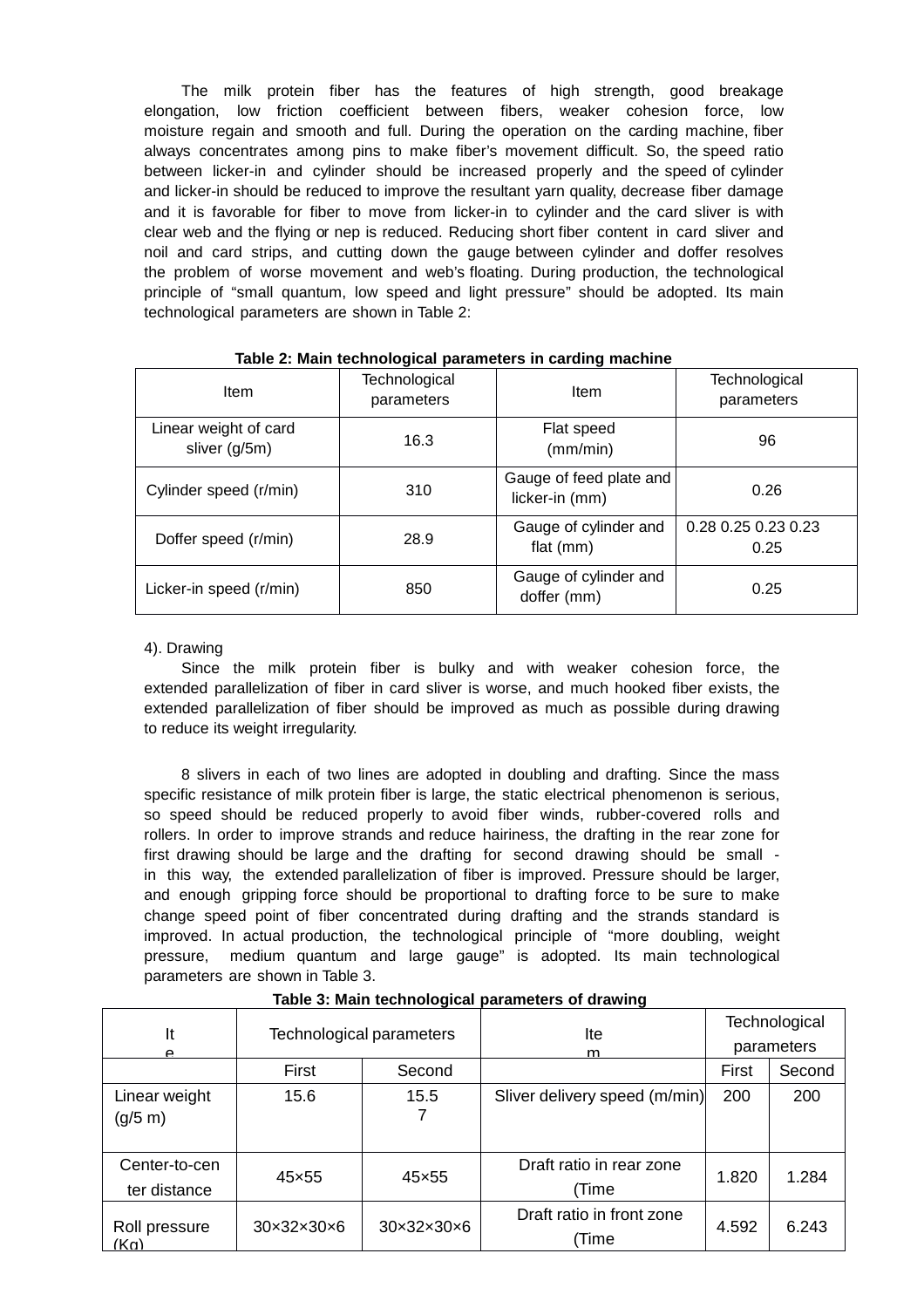The milk protein fiber has the features of high strength, good breakage elongation, low friction coefficient between fibers, weaker cohesion force, low moisture regain and smooth and full. During the operation on the carding machine, fiber always concentrates among pins to make fiber's movement difficult. So, the speed ratio between licker-in and cylinder should be increased properly and the speed of cylinder and licker-in should be reduced to improve the resultant yarn quality, decrease fiber damage and it is favorable for fiber to move from licker-in to cylinder and the card sliver is with clear web and the flying or nep is reduced. Reducing short fiber content in card sliver and noil and card strips, and cutting down the gauge between cylinder and doffer resolves the problem of worse movement and web's floating. During production, the technological principle of "small quantum, low speed and light pressure" should be adopted. Its main technological parameters are shown in Table 2:

**Table 2: Main technological parameters in carding machine**

| Item | Technological parameters | Item | Technological parameters |
|---|---|---|---|
| Linear weight of card sliver (g/5m) | 16.3 | Flat speed (mm/min) | 96 |
| Cylinder speed (r/min) | 310 | Gauge of feed plate and licker-in (mm) | 0.26 |
| Doffer speed (r/min) | 28.9 | Gauge of cylinder and flat (mm) | 0.28 0.25 0.23 0.23 0.25 |
| Licker-in speed (r/min) | 850 | Gauge of cylinder and doffer (mm) | 0.25 |

4). Drawing

Since the milk protein fiber is bulky and with weaker cohesion force, the extended parallelization of fiber in card sliver is worse, and much hooked fiber exists, the extended parallelization of fiber should be improved as much as possible during drawing to reduce its weight irregularity.

8 slivers in each of two lines are adopted in doubling and drafting. Since the mass specific resistance of milk protein fiber is large, the static electrical phenomenon is serious, so speed should be reduced properly to avoid fiber winds, rubber-covered rolls and rollers. In order to improve strands and reduce hairiness, the drafting in the rear zone for first drawing should be large and the drafting for second drawing should be small - in this way, the extended parallelization of fiber is improved. Pressure should be larger, and enough gripping force should be proportional to drafting force to be sure to make change speed point of fiber concentrated during drafting and the strands standard is improved. In actual production, the technological principle of "more doubling, weight pressure, medium quantum and large gauge" is adopted. Its main technological parameters are shown in Table 3.

**Table 3: Main technological parameters of drawing**

| Item | Technological parameters | | Item | Technological parameters | |
|---|---|---|---|---|---|
| | First | Second | | First | Second |
| Linear weight (g/5 m) | 15.6 | 15.57 | Sliver delivery speed (m/min) | 200 | 200 |
| Center-to-center distance | 45×55 | 45×55 | Draft ratio in rear zone (Time | 1.820 | 1.284 |
| Roll pressure (Kg) | 30×32×30×6 | 30×32×30×6 | Draft ratio in front zone (Time | 4.592 | 6.243 |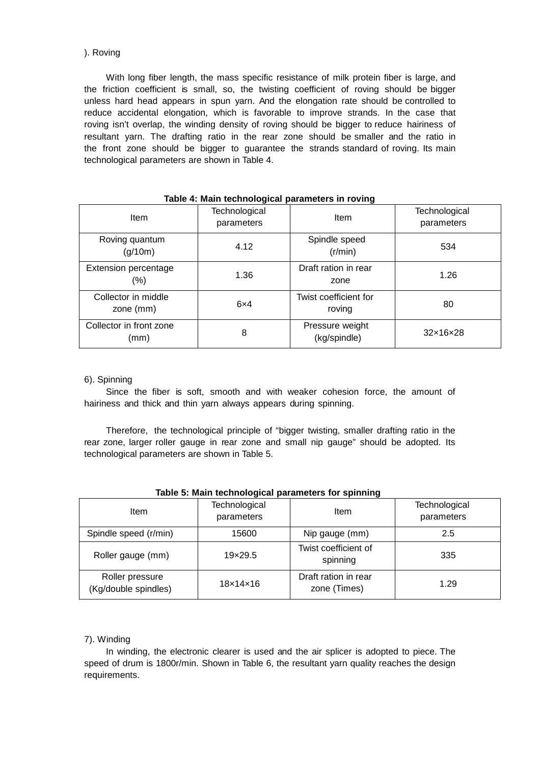). Roving

With long fiber length, the mass specific resistance of milk protein fiber is large, and the friction coefficient is small, so, the twisting coefficient of roving should be bigger unless hard head appears in spun yarn. And the elongation rate should be controlled to reduce accidental elongation, which is favorable to improve strands. In the case that roving isn't overlap, the winding density of roving should be bigger to reduce hairiness of resultant yarn. The drafting ratio in the rear zone should be smaller and the ratio in the front zone should be bigger to guarantee the strands standard of roving. Its main technological parameters are shown in Table 4.

**Table 4: Main technological parameters in roving**

| Item | Technological parameters | Item | Technological parameters |
|---|---|---|---|
| Roving quantum (g/10m) | 4.12 | Spindle speed (r/min) | 534 |
| Extension percentage (%) | 1.36 | Draft ration in rear zone | 1.26 |
| Collector in middle zone (mm) | 6×4 | Twist coefficient for roving | 80 |
| Collector in front zone (mm) | 8 | Pressure weight (kg/spindle) | 32×16×28 |

6). Spinning

Since the fiber is soft, smooth and with weaker cohesion force, the amount of hairiness and thick and thin yarn always appears during spinning.

Therefore, the technological principle of "bigger twisting, smaller drafting ratio in the rear zone, larger roller gauge in rear zone and small nip gauge" should be adopted. Its technological parameters are shown in Table 5.

**Table 5: Main technological parameters for spinning**

| Item | Technological parameters | Item | Technological parameters |
|---|---|---|---|
| Spindle speed (r/min) | 15600 | Nip gauge (mm) | 2.5 |
| Roller gauge (mm) | 19×29.5 | Twist coefficient of spinning | 335 |
| Roller pressure (Kg/double spindles) | 18×14×16 | Draft ration in rear zone (Times) | 1.29 |

7). Winding

In winding, the electronic clearer is used and the air splicer is adopted to piece. The speed of drum is 1800r/min. Shown in Table 6, the resultant yarn quality reaches the design requirements.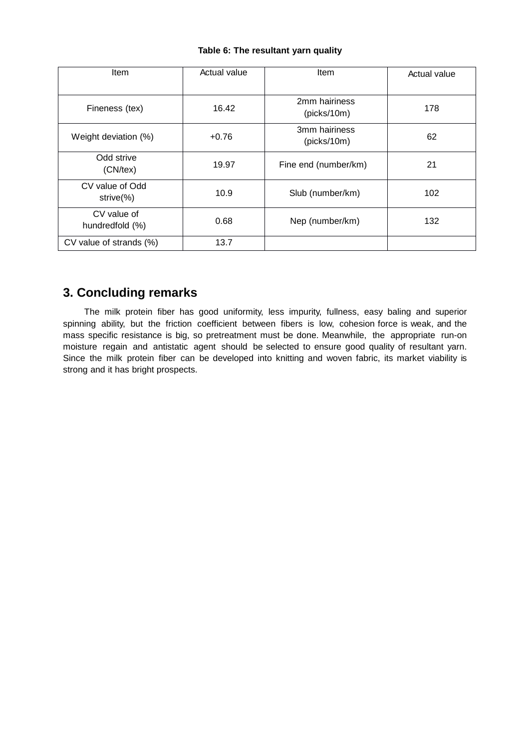**Table 6: The resultant yarn quality**

| Item | Actual value | Item | Actual value |
|---|---|---|---|
| Fineness (tex) | 16.42 | 2mm hairiness (picks/10m) | 178 |
| Weight deviation (%) | +0.76 | 3mm hairiness (picks/10m) | 62 |
| Odd strive (CN/tex) | 19.97 | Fine end (number/km) | 21 |
| CV value of Odd strive(%) | 10.9 | Slub (number/km) | 102 |
| CV value of hundredfold (%) | 0.68 | Nep (number/km) | 132 |
| CV value of strands (%) | 13.7 | | |

## 3. Concluding remarks

The milk protein fiber has good uniformity, less impurity, fullness, easy baling and superior spinning ability, but the friction coefficient between fibers is low, cohesion force is weak, and the mass specific resistance is big, so pretreatment must be done. Meanwhile, the appropriate run-on moisture regain and antistatic agent should be selected to ensure good quality of resultant yarn. Since the milk protein fiber can be developed into knitting and woven fabric, its market viability is strong and it has bright prospects.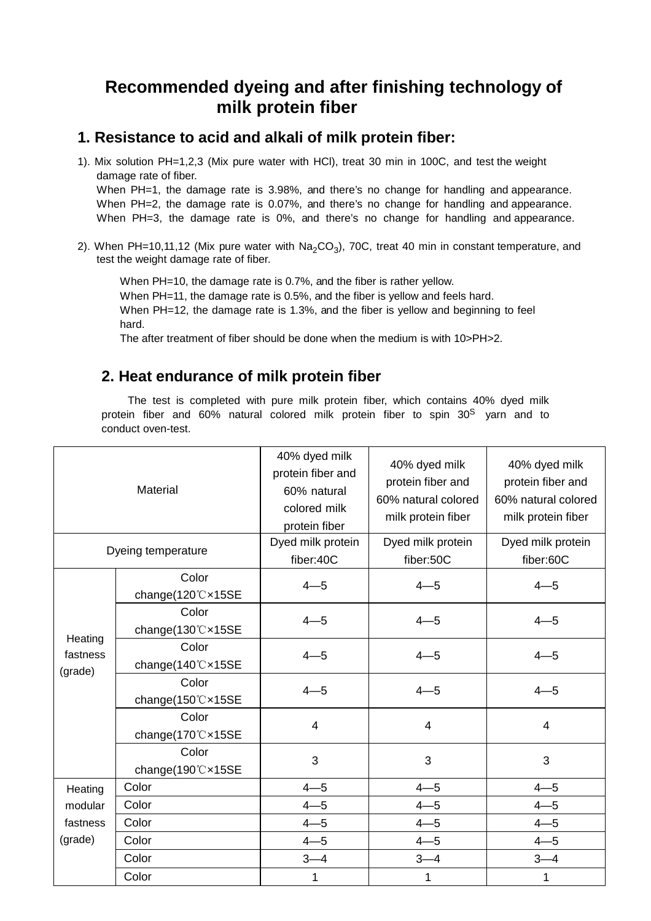# Recommended dyeing and after finishing technology of milk protein fiber

## 1. Resistance to acid and alkali of milk protein fiber:

1). Mix solution PH=1,2,3 (Mix pure water with HCl), treat 30 min in 100C, and test the weight damage rate of fiber.
When PH=1, the damage rate is 3.98%, and there's no change for handling and appearance.
When PH=2, the damage rate is 0.07%, and there's no change for handling and appearance.
When PH=3, the damage rate is 0%, and there's no change for handling and appearance.

2). When PH=10,11,12 (Mix pure water with $Na_2CO_3$), 70C, treat 40 min in constant temperature, and test the weight damage rate of fiber.

When PH=10, the damage rate is 0.7%, and the fiber is rather yellow.
When PH=11, the damage rate is 0.5%, and the fiber is yellow and feels hard.
When PH=12, the damage rate is 1.3%, and the fiber is yellow and beginning to feel hard.
The after treatment of fiber should be done when the medium is with 10>PH>2.

## 2. Heat endurance of milk protein fiber

The test is completed with pure milk protein fiber, which contains 40% dyed milk protein fiber and 60% natural colored milk protein fiber to spin $30^S$ yarn and to conduct oven-test.

| Material | | 40% dyed milk protein fiber and 60% natural colored milk protein fiber | 40% dyed milk protein fiber and 60% natural colored milk protein fiber | 40% dyed milk protein fiber and 60% natural colored milk protein fiber |
|---|---|---|---|---|
| Dyeing temperature | | Dyed milk protein fiber:40C | Dyed milk protein fiber:50C | Dyed milk protein fiber:60C |
| Heating fastness (grade) | Color change(120℃×15SE | 4—5 | 4—5 | 4—5 |
| | Color change(130℃×15SE | 4—5 | 4—5 | 4—5 |
| | Color change(140℃×15SE | 4—5 | 4—5 | 4—5 |
| | Color change(150℃×15SE | 4—5 | 4—5 | 4—5 |
| | Color change(170℃×15SE | 4 | 4 | 4 |
| | Color change(190℃×15SE | 3 | 3 | 3 |
| Heating modular fastness (grade) | Color | 4—5 | 4—5 | 4—5 |
| | Color | 4—5 | 4—5 | 4—5 |
| | Color | 4—5 | 4—5 | 4—5 |
| | Color | 4—5 | 4—5 | 4—5 |
| | Color | 3—4 | 3—4 | 3—4 |
| | Color | 1 | 1 | 1 |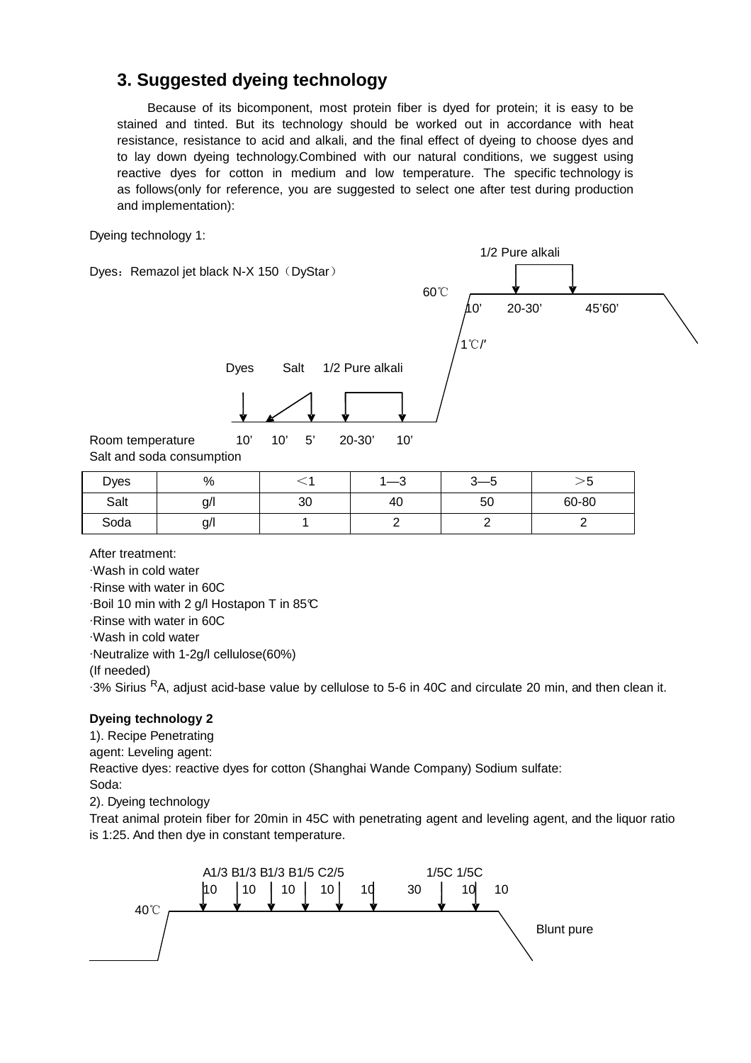## 3. Suggested dyeing technology

Because of its bicomponent, most protein fiber is dyed for protein; it is easy to be stained and tinted. But its technology should be worked out in accordance with heat resistance, resistance to acid and alkali, and the final effect of dyeing to choose dyes and to lay down dyeing technology.Combined with our natural conditions, we suggest using reactive dyes for cotton in medium and low temperature. The specific technology is as follows(only for reference, you are suggested to select one after test during production and implementation):

Dyeing technology 1:

1/2 Pure alkali

Dyes：Remazol jet black N-X 150（DyStar）

60℃

10’ 20-30’ 45’60’

1℃/′

Dyes Salt 1/2 Pure alkali

Room temperature 10’ 10’ 5’ 20-30’ 10’

Salt and soda consumption

| Dyes | % | ＜1 | 1—3 | 3—5 | ＞5 |
|---|---|---|---|---|---|
| Salt | g/l | 30 | 40 | 50 | 60-80 |
| Soda | g/l | 1 | 2 | 2 | 2 |

After treatment:

·Wash in cold water

·Rinse with water in 60C

·Boil 10 min with 2 g/l Hostapon T in 85℃

·Rinse with water in 60C

·Wash in cold water

·Neutralize with 1-2g/l cellulose(60%)

(If needed)

·3% Sirius $^{R}$A, adjust acid-base value by cellulose to 5-6 in 40C and circulate 20 min, and then clean it.

**Dyeing technology 2**

1). Recipe Penetrating agent: Leveling agent:

Reactive dyes: reactive dyes for cotton (Shanghai Wande Company) Sodium sulfate:

Soda:

2). Dyeing technology

Treat animal protein fiber for 20min in 45C with penetrating agent and leveling agent, and the liquor ratio is 1:25. And then dye in constant temperature.

A1/3 B1/3 B1/3 B1/5 C2/5 1/5C 1/5C

10 10 10 10 10 30 10 10

40℃

Blunt pure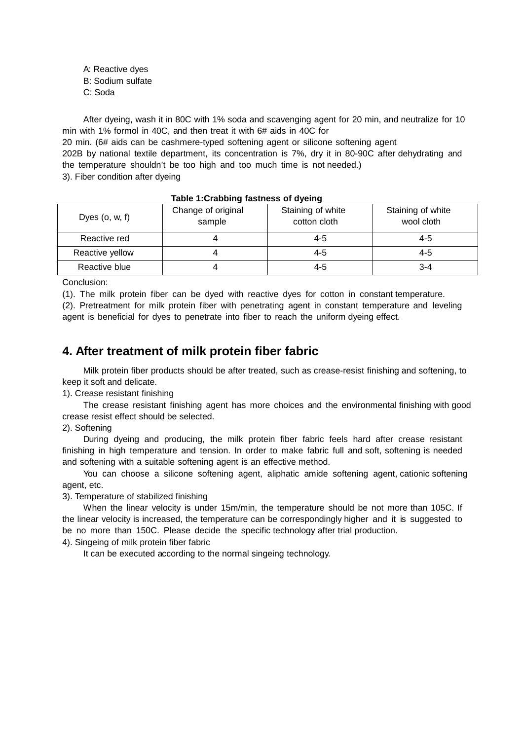A: Reactive dyes
B: Sodium sulfate
C: Soda

After dyeing, wash it in 80C with 1% soda and scavenging agent for 20 min, and neutralize for 10 min with 1% formol in 40C, and then treat it with 6# aids in 40C for 20 min. (6# aids can be cashmere-typed softening agent or silicone softening agent 202B by national textile department, its concentration is 7%, dry it in 80-90C after dehydrating and the temperature shouldn't be too high and too much time is not needed.)

3). Fiber condition after dyeing

**Table 1:Crabbing fastness of dyeing**

| Dyes (o, w, f) | Change of original sample | Staining of white cotton cloth | Staining of white wool cloth |
|---|---|---|---|
| Reactive red | 4 | 4-5 | 4-5 |
| Reactive yellow | 4 | 4-5 | 4-5 |
| Reactive blue | 4 | 4-5 | 3-4 |

Conclusion:

(1). The milk protein fiber can be dyed with reactive dyes for cotton in constant temperature.

(2). Pretreatment for milk protein fiber with penetrating agent in constant temperature and leveling agent is beneficial for dyes to penetrate into fiber to reach the uniform dyeing effect.

## 4. After treatment of milk protein fiber fabric

Milk protein fiber products should be after treated, such as crease-resist finishing and softening, to keep it soft and delicate.

1). Crease resistant finishing

The crease resistant finishing agent has more choices and the environmental finishing with good crease resist effect should be selected.

2). Softening

During dyeing and producing, the milk protein fiber fabric feels hard after crease resistant finishing in high temperature and tension. In order to make fabric full and soft, softening is needed and softening with a suitable softening agent is an effective method.

You can choose a silicone softening agent, aliphatic amide softening agent, cationic softening agent, etc.

3). Temperature of stabilized finishing

When the linear velocity is under 15m/min, the temperature should be not more than 105C. If the linear velocity is increased, the temperature can be correspondingly higher and it is suggested to be no more than 150C. Please decide the specific technology after trial production.

4). Singeing of milk protein fiber fabric

It can be executed according to the normal singeing technology.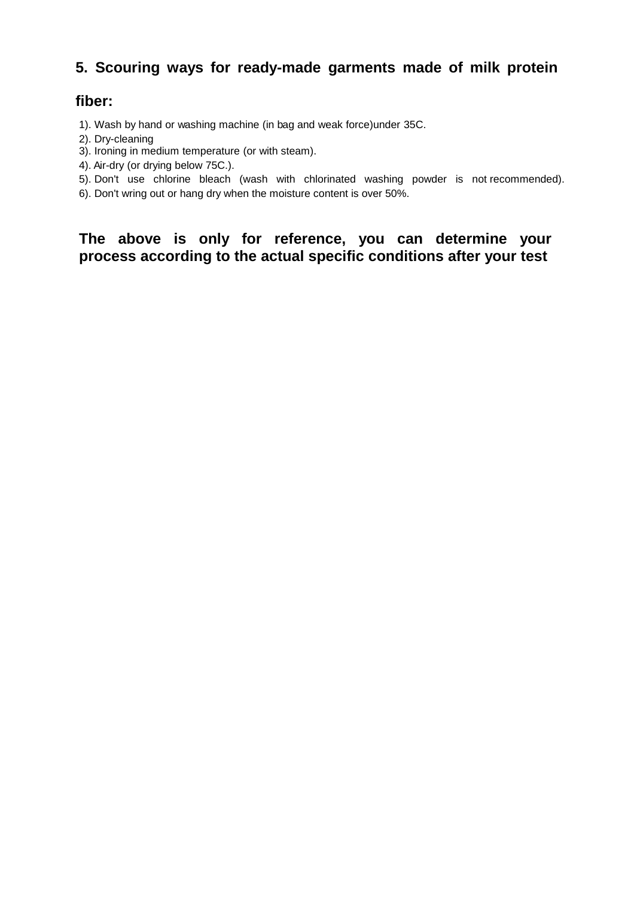## 5. Scouring ways for ready-made garments made of milk protein fiber:

1). Wash by hand or washing machine (in bag and weak force)under 35C.
2). Dry-cleaning
3). Ironing in medium temperature (or with steam).
4). Air-dry (or drying below 75C.).
5). Don't use chlorine bleach (wash with chlorinated washing powder is not recommended).
6). Don't wring out or hang dry when the moisture content is over 50%.

**The above is only for reference, you can determine your process according to the actual specific conditions after your test**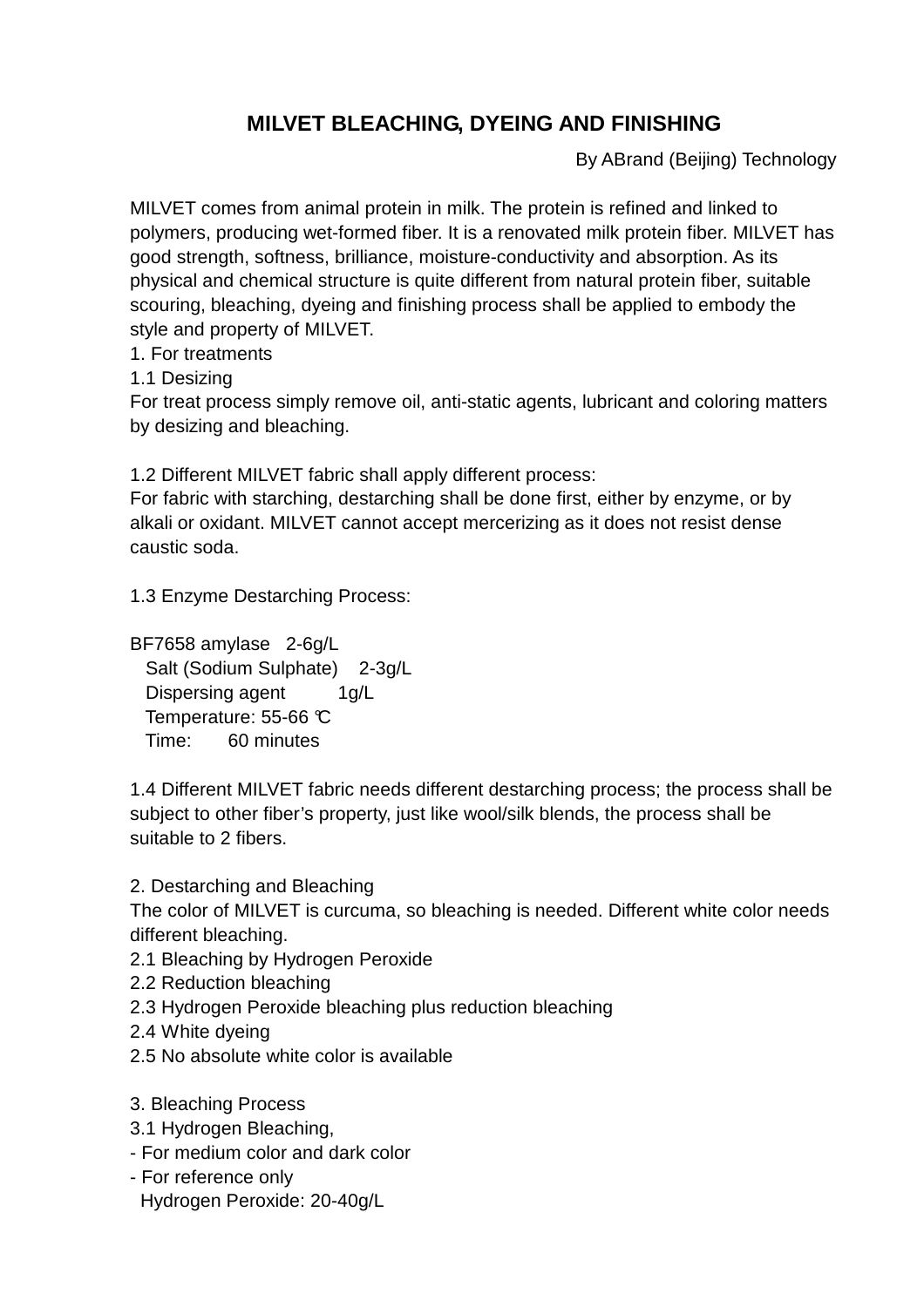# MILVET BLEACHING, DYEING AND FINISHING

By ABrand (Beijing) Technology

MILVET comes from animal protein in milk. The protein is refined and linked to polymers, producing wet-formed fiber. It is a renovated milk protein fiber. MILVET has good strength, softness, brilliance, moisture-conductivity and absorption. As its physical and chemical structure is quite different from natural protein fiber, suitable scouring, bleaching, dyeing and finishing process shall be applied to embody the style and property of MILVET.

1. For treatments

1.1 Desizing

For treat process simply remove oil, anti-static agents, lubricant and coloring matters by desizing and bleaching.

1.2 Different MILVET fabric shall apply different process:

For fabric with starching, destarching shall be done first, either by enzyme, or by alkali or oxidant. MILVET cannot accept mercerizing as it does not resist dense caustic soda.

1.3 Enzyme Destarching Process:

BF7658 amylase 2-6g/L

Salt (Sodium Sulphate) 2-3g/L

Dispersing agent 1g/L

Temperature: 55-66 ℃

Time: 60 minutes

1.4 Different MILVET fabric needs different destarching process; the process shall be subject to other fiber's property, just like wool/silk blends, the process shall be suitable to 2 fibers.

2. Destarching and Bleaching

The color of MILVET is curcuma, so bleaching is needed. Different white color needs different bleaching.

2.1 Bleaching by Hydrogen Peroxide

2.2 Reduction bleaching

2.3 Hydrogen Peroxide bleaching plus reduction bleaching

2.4 White dyeing

2.5 No absolute white color is available

3. Bleaching Process

3.1 Hydrogen Bleaching,

- For medium color and dark color
- For reference only

Hydrogen Peroxide: 20-40g/L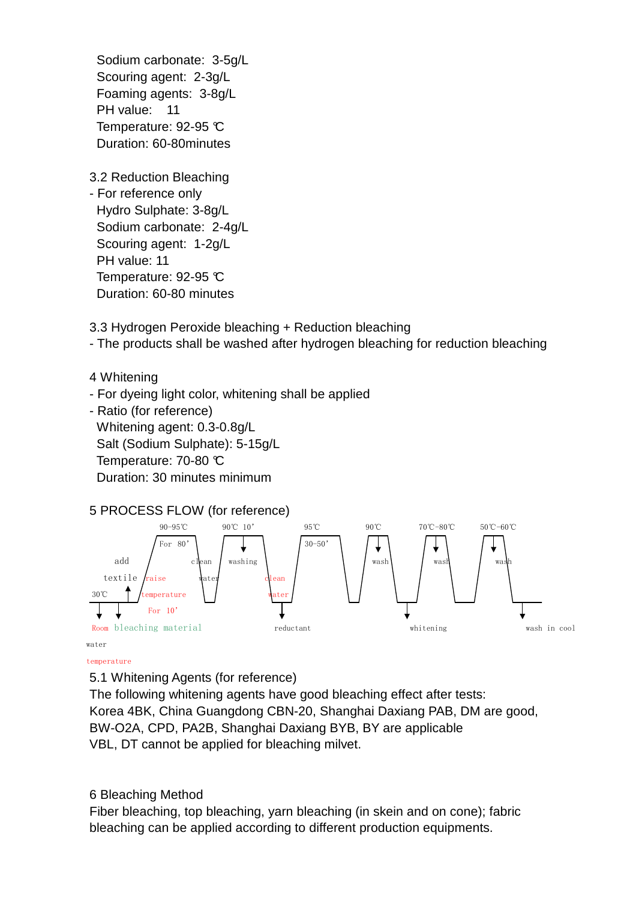Sodium carbonate:  3-5g/L
Scouring agent:  2-3g/L
Foaming agents:  3-8g/L
PH value:    11
Temperature: 92-95 ℃
Duration: 60-80minutes

3.2 Reduction Bleaching

- For reference only

Hydro Sulphate: 3-8g/L
Sodium carbonate:  2-4g/L
Scouring agent:  1-2g/L
PH value: 11
Temperature: 92-95 ℃
Duration: 60-80 minutes

3.3 Hydrogen Peroxide bleaching + Reduction bleaching

- The products shall be washed after hydrogen bleaching for reduction bleaching

4 Whitening

- For dyeing light color, whitening shall be applied
- Ratio (for reference)

Whitening agent: 0.3-0.8g/L
Salt (Sodium Sulphate): 5-15g/L
Temperature: 70-80 ℃
Duration: 30 minutes minimum

5 PROCESS FLOW (for reference)

30℃ add textile; Room temperature water; bleaching material; raise temperature For 10'; 90-95℃ For 80'; clean water; 90℃ 10' washing; clean water; reductant; 95℃ 30-50'; 90℃ wash; whitening; 70℃-80℃ wash; 50℃-60℃ wash; wash in cool water

5.1 Whitening Agents (for reference)

The following whitening agents have good bleaching effect after tests:
Korea 4BK, China Guangdong CBN-20, Shanghai Daxiang PAB, DM are good,
BW-O2A, CPD, PA2B, Shanghai Daxiang BYB, BY are applicable
VBL, DT cannot be applied for bleaching milvet.

6 Bleaching Method

Fiber bleaching, top bleaching, yarn bleaching (in skein and on cone); fabric bleaching can be applied according to different production equipments.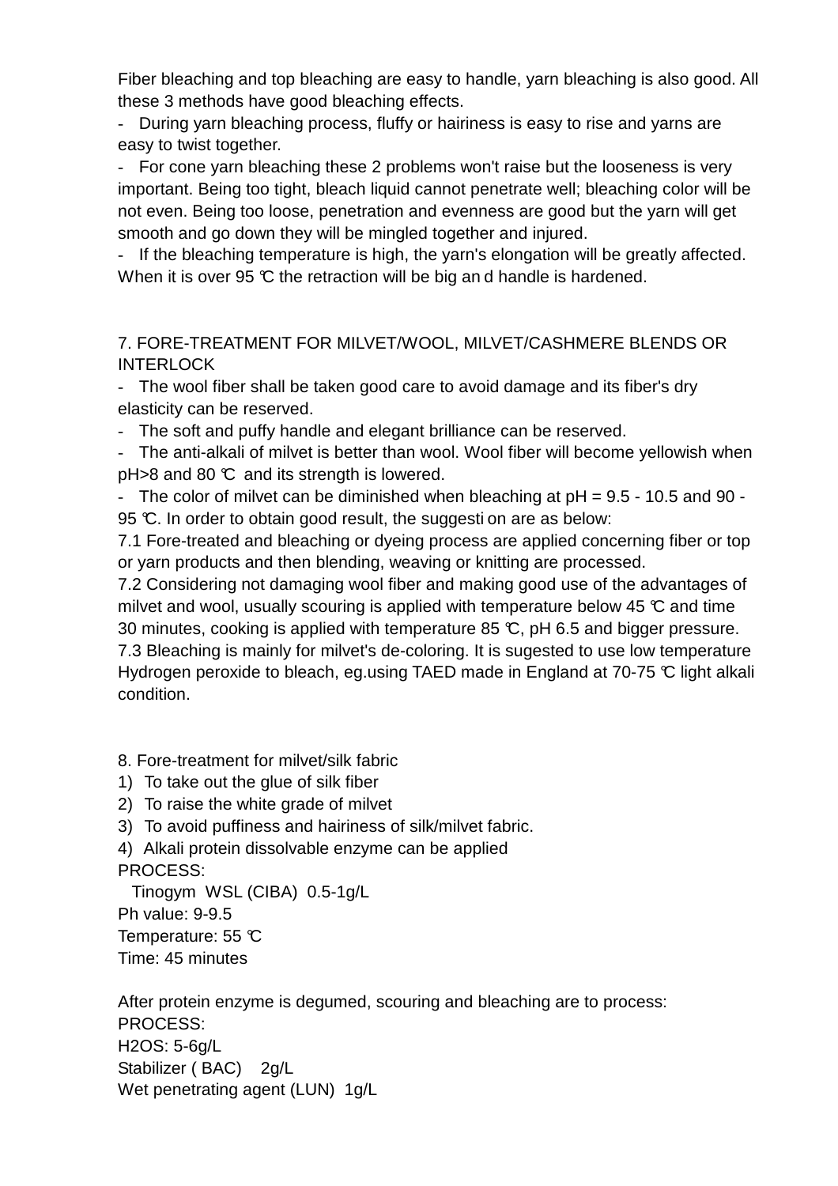Fiber bleaching and top bleaching are easy to handle, yarn bleaching is also good. All these 3 methods have good bleaching effects.

- During yarn bleaching process, fluffy or hairiness is easy to rise and yarns are easy to twist together.
- For cone yarn bleaching these 2 problems won't raise but the looseness is very important. Being too tight, bleach liquid cannot penetrate well; bleaching color will be not even. Being too loose, penetration and evenness are good but the yarn will get smooth and go down they will be mingled together and injured.
- If the bleaching temperature is high, the yarn's elongation will be greatly affected. When it is over 95 ℃ the retraction will be big an d handle is hardened.

## 7. FORE-TREATMENT FOR MILVET/WOOL, MILVET/CASHMERE BLENDS OR INTERLOCK

- The wool fiber shall be taken good care to avoid damage and its fiber's dry elasticity can be reserved.
- The soft and puffy handle and elegant brilliance can be reserved.
- The anti-alkali of milvet is better than wool. Wool fiber will become yellowish when pH>8 and 80 ℃ and its strength is lowered.
- The color of milvet can be diminished when bleaching at pH = 9.5 - 10.5 and 90 - 95 ℃. In order to obtain good result, the suggesti on are as below:

7.1 Fore-treated and bleaching or dyeing process are applied concerning fiber or top or yarn products and then blending, weaving or knitting are processed.

7.2 Considering not damaging wool fiber and making good use of the advantages of milvet and wool, usually scouring is applied with temperature below 45 ℃ and time 30 minutes, cooking is applied with temperature 85 ℃, pH 6.5 and bigger pressure.

7.3 Bleaching is mainly for milvet's de-coloring. It is sugested to use low temperature Hydrogen peroxide to bleach, eg.using TAED made in England at 70-75 ℃ light alkali condition.

## 8. Fore-treatment for milvet/silk fabric

1) To take out the glue of silk fiber
2) To raise the white grade of milvet
3) To avoid puffiness and hairiness of silk/milvet fabric.
4) Alkali protein dissolvable enzyme can be applied

PROCESS:

Tinogym WSL (CIBA) 0.5-1g/L

Ph value: 9-9.5

Temperature: 55 ℃

Time: 45 minutes

After protein enzyme is degumed, scouring and bleaching are to process:

PROCESS:

H2OS: 5-6g/L

Stabilizer ( BAC) 2g/L

Wet penetrating agent (LUN) 1g/L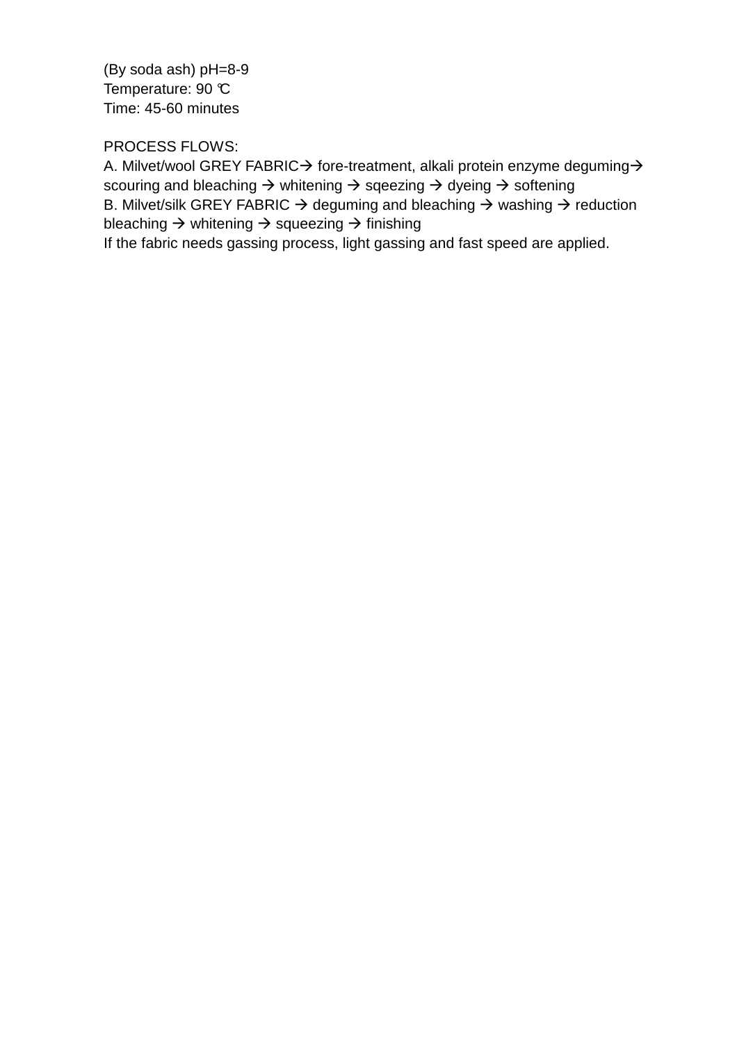(By soda ash) pH=8-9
Temperature: 90 ℃
Time: 45-60 minutes

PROCESS FLOWS:

A. Milvet/wool GREY FABRIC→ fore-treatment, alkali protein enzyme deguming→ scouring and bleaching → whitening → sqeezing → dyeing → softening

B. Milvet/silk GREY FABRIC → deguming and bleaching → washing → reduction bleaching → whitening → squeezing → finishing

If the fabric needs gassing process, light gassing and fast speed are applied.